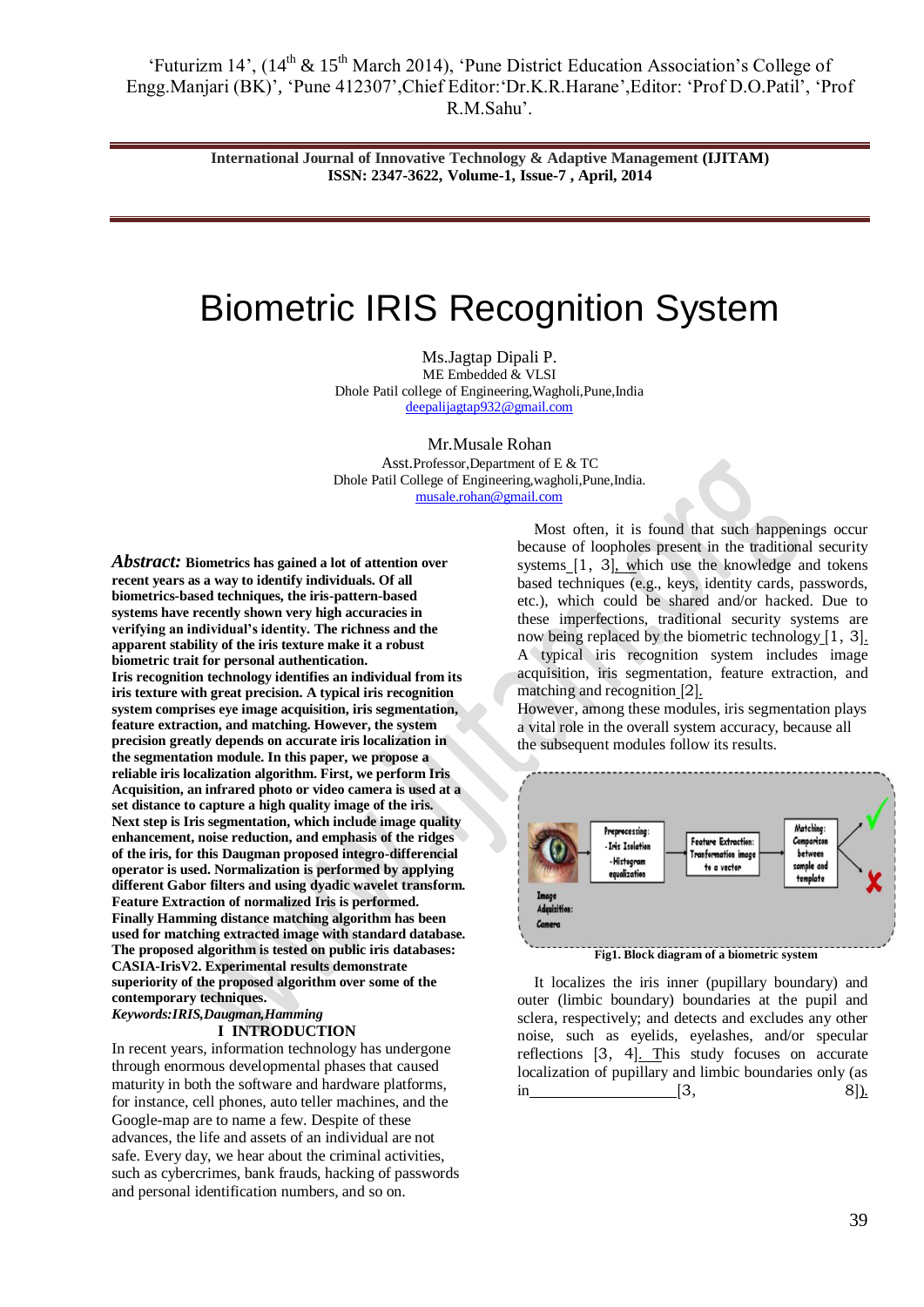'Futurizm 14', (14th & 15th March 2014), 'Pune District Education Association's College of Engg.Manjari (BK)', 'Pune 412307',Chief Editor:'Dr.K.R.Harane',Editor: 'Prof D.O.Patil', 'Prof R.M.Sahu'.

**International Journal of Innovative Technology & Adaptive Management (IJITAM)**
**ISSN: 2347-3622, Volume-1, Issue-7 , April, 2014**

# Biometric IRIS Recognition System

Ms.Jagtap Dipali P.
ME Embedded & VLSI
Dhole Patil college of Engineering,Wagholi,Pune,India
deepalijagtap932@gmail.com

Mr.Musale Rohan
Asst.Professor,Department of E & TC
Dhole Patil College of Engineering,wagholi,Pune,India.
musale.rohan@gmail.com

***Abstract:*** **Biometrics has gained a lot of attention over recent years as a way to identify individuals. Of all biometrics-based techniques, the iris-pattern-based systems have recently shown very high accuracies in verifying an individual's identity. The richness and the apparent stability of the iris texture make it a robust biometric trait for personal authentication.**
**Iris recognition technology identifies an individual from its iris texture with great precision. A typical iris recognition system comprises eye image acquisition, iris segmentation, feature extraction, and matching. However, the system precision greatly depends on accurate iris localization in the segmentation module. In this paper, we propose a reliable iris localization algorithm. First, we perform Iris Acquisition, an infrared photo or video camera is used at a set distance to capture a high quality image of the iris. Next step is Iris segmentation, which include image quality enhancement, noise reduction, and emphasis of the ridges of the iris, for this Daugman proposed integro-differencial operator is used. Normalization is performed by applying different Gabor filters and using dyadic wavelet transform. Feature Extraction of normalized Iris is performed. Finally Hamming distance matching algorithm has been used for matching extracted image with standard database. The proposed algorithm is tested on public iris databases: CASIA-IrisV2. Experimental results demonstrate superiority of the proposed algorithm over some of the contemporary techniques.**

***Keywords:IRIS,Daugman,Hamming***

## I INTRODUCTION

In recent years, information technology has undergone through enormous developmental phases that caused maturity in both the software and hardware platforms, for instance, cell phones, auto teller machines, and the Google-map are to name a few. Despite of these advances, the life and assets of an individual are not safe. Every day, we hear about the criminal activities, such as cybercrimes, bank frauds, hacking of passwords and personal identification numbers, and so on.

Most often, it is found that such happenings occur because of loopholes present in the traditional security systems [1, 3], which use the knowledge and tokens based techniques (e.g., keys, identity cards, passwords, etc.), which could be shared and/or hacked. Due to these imperfections, traditional security systems are now being replaced by the biometric technology [1, 3]. A typical iris recognition system includes image acquisition, iris segmentation, feature extraction, and matching and recognition [2].
However, among these modules, iris segmentation plays a vital role in the overall system accuracy, because all the subsequent modules follow its results.

Image Acquisition: Camera → Preprocessing: -Iris Isolation -Histogram equalization → Feature Extraction: Tranformation image to a vector → Matching: Comparison between sample and template → ✓ / ✗

Fig1. Block diagram of a biometric system

It localizes the iris inner (pupillary boundary) and outer (limbic boundary) boundaries at the pupil and sclera, respectively; and detects and excludes any other noise, such as eyelids, eyelashes, and/or specular reflections [3, 4]. This study focuses on accurate localization of pupillary and limbic boundaries only (as in [3, 8]).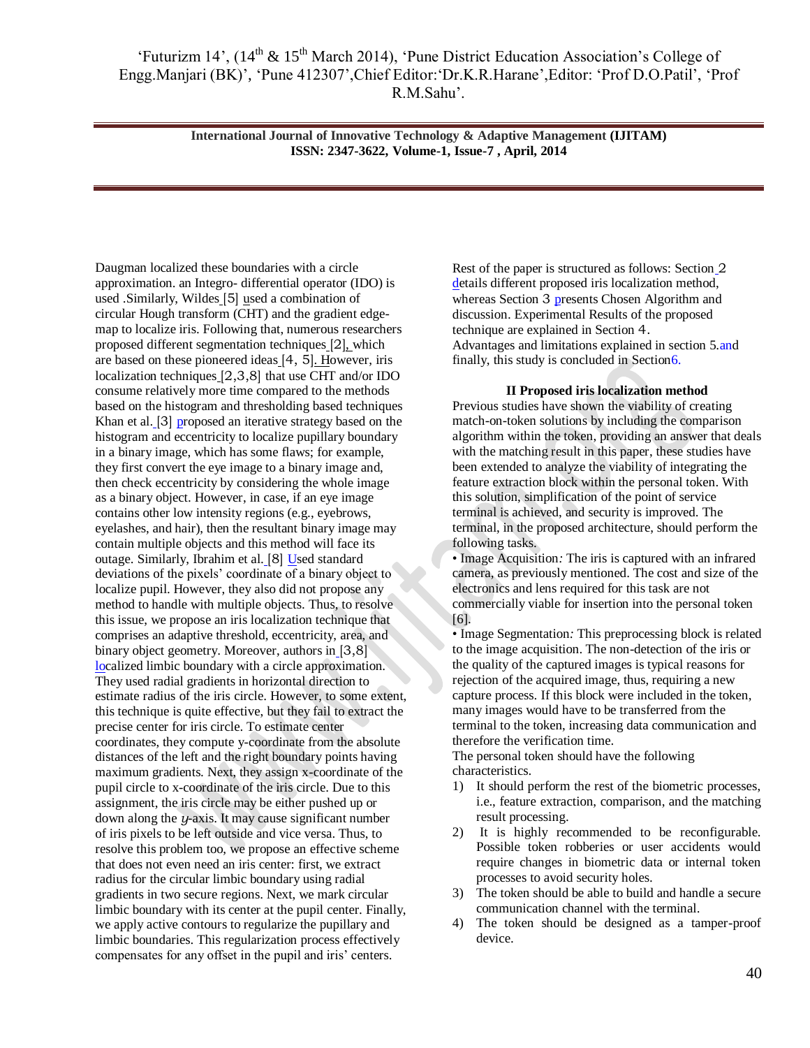Daugman localized these boundaries with a circle approximation. an Integro- differential operator (IDO) is used .Similarly, Wildes [5] used a combination of circular Hough transform (CHT) and the gradient edge-map to localize iris. Following that, numerous researchers proposed different segmentation techniques [2], which are based on these pioneered ideas [4, 5]. However, iris localization techniques [2,3,8] that use CHT and/or IDO consume relatively more time compared to the methods based on the histogram and thresholding based techniques Khan et al. [3] proposed an iterative strategy based on the histogram and eccentricity to localize pupillary boundary in a binary image, which has some flaws; for example, they first convert the eye image to a binary image and, then check eccentricity by considering the whole image as a binary object. However, in case, if an eye image contains other low intensity regions (e.g., eyebrows, eyelashes, and hair), then the resultant binary image may contain multiple objects and this method will face its outage. Similarly, Ibrahim et al. [8] Used standard deviations of the pixels' coordinate of a binary object to localize pupil. However, they also did not propose any method to handle with multiple objects. Thus, to resolve this issue, we propose an iris localization technique that comprises an adaptive threshold, eccentricity, area, and binary object geometry. Moreover, authors in [3,8] localized limbic boundary with a circle approximation. They used radial gradients in horizontal direction to estimate radius of the iris circle. However, to some extent, this technique is quite effective, but they fail to extract the precise center for iris circle. To estimate center coordinates, they compute y-coordinate from the absolute distances of the left and the right boundary points having maximum gradients. Next, they assign x-coordinate of the pupil circle to x-coordinate of the iris circle. Due to this assignment, the iris circle may be either pushed up or down along the $y$-axis. It may cause significant number of iris pixels to be left outside and vice versa. Thus, to resolve this problem too, we propose an effective scheme that does not even need an iris center: first, we extract radius for the circular limbic boundary using radial gradients in two secure regions. Next, we mark circular limbic boundary with its center at the pupil center. Finally, we apply active contours to regularize the pupillary and limbic boundaries. This regularization process effectively compensates for any offset in the pupil and iris' centers.

Rest of the paper is structured as follows: Section 2 details different proposed iris localization method, whereas Section 3 presents Chosen Algorithm and discussion. Experimental Results of the proposed technique are explained in Section 4.
Advantages and limitations explained in section 5.and finally, this study is concluded in Section6.

## II Proposed iris localization method

Previous studies have shown the viability of creating match-on-token solutions by including the comparison algorithm within the token, providing an answer that deals with the matching result in this paper, these studies have been extended to analyze the viability of integrating the feature extraction block within the personal token. With this solution, simplification of the point of service terminal is achieved, and security is improved. The terminal, in the proposed architecture, should perform the following tasks.

• Image Acquisition*:* The iris is captured with an infrared camera, as previously mentioned. The cost and size of the electronics and lens required for this task are not commercially viable for insertion into the personal token [6].

• Image Segmentation*:* This preprocessing block is related to the image acquisition. The non-detection of the iris or the quality of the captured images is typical reasons for rejection of the acquired image, thus, requiring a new capture process. If this block were included in the token, many images would have to be transferred from the terminal to the token, increasing data communication and therefore the verification time.

The personal token should have the following characteristics.

1) It should perform the rest of the biometric processes, i.e., feature extraction, comparison, and the matching result processing.
2) It is highly recommended to be reconfigurable. Possible token robberies or user accidents would require changes in biometric data or internal token processes to avoid security holes.
3) The token should be able to build and handle a secure communication channel with the terminal.
4) The token should be designed as a tamper-proof device.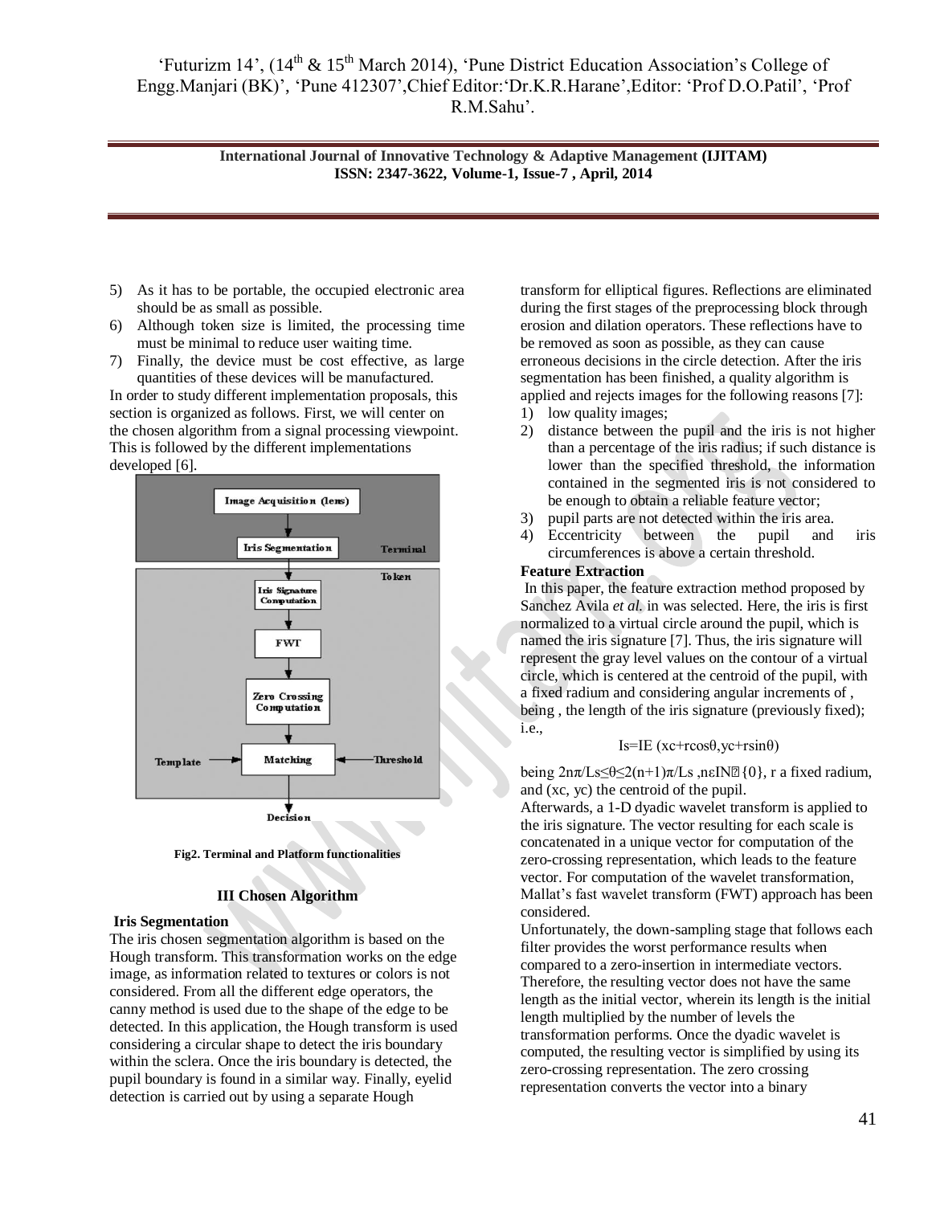5) As it has to be portable, the occupied electronic area should be as small as possible.
6) Although token size is limited, the processing time must be minimal to reduce user waiting time.
7) Finally, the device must be cost effective, as large quantities of these devices will be manufactured.

In order to study different implementation proposals, this section is organized as follows. First, we will center on the chosen algorithm from a signal processing viewpoint. This is followed by the different implementations developed [6].

Fig2. Terminal and Platform functionalities

## III Chosen Algorithm

### Iris Segmentation

The iris chosen segmentation algorithm is based on the Hough transform. This transformation works on the edge image, as information related to textures or colors is not considered. From all the different edge operators, the canny method is used due to the shape of the edge to be detected. In this application, the Hough transform is used considering a circular shape to detect the iris boundary within the sclera. Once the iris boundary is detected, the pupil boundary is found in a similar way. Finally, eyelid detection is carried out by using a separate Hough transform for elliptical figures. Reflections are eliminated during the first stages of the preprocessing block through erosion and dilation operators. These reflections have to be removed as soon as possible, as they can cause erroneous decisions in the circle detection. After the iris segmentation has been finished, a quality algorithm is applied and rejects images for the following reasons [7]:

1) low quality images;
2) distance between the pupil and the iris is not higher than a percentage of the iris radius; if such distance is lower than the specified threshold, the information contained in the segmented iris is not considered to be enough to obtain a reliable feature vector;
3) pupil parts are not detected within the iris area.
4) Eccentricity between the pupil and iris circumferences is above a certain threshold.

### Feature Extraction

In this paper, the feature extraction method proposed by Sanchez Avila *et al.* in was selected. Here, the iris is first normalized to a virtual circle around the pupil, which is named the iris signature [7]. Thus, the iris signature will represent the gray level values on the contour of a virtual circle, which is centered at the centroid of the pupil, with a fixed radium and considering angular increments of , being , the length of the iris signature (previously fixed); i.e.,

$$Is=IE\ (x_c+r\cos\theta, y_c+r\sin\theta)$$

being $2n\pi/L_s \leq \theta \leq 2(n+1)\pi/L_s$ , $n \in IN \cup \{0\}$, r a fixed radium, and $(x_c, y_c)$ the centroid of the pupil.

Afterwards, a 1-D dyadic wavelet transform is applied to the iris signature. The vector resulting for each scale is concatenated in a unique vector for computation of the zero-crossing representation, which leads to the feature vector. For computation of the wavelet transformation, Mallat's fast wavelet transform (FWT) approach has been considered.

Unfortunately, the down-sampling stage that follows each filter provides the worst performance results when compared to a zero-insertion in intermediate vectors. Therefore, the resulting vector does not have the same length as the initial vector, wherein its length is the initial length multiplied by the number of levels the transformation performs. Once the dyadic wavelet is computed, the resulting vector is simplified by using its zero-crossing representation. The zero crossing representation converts the vector into a binary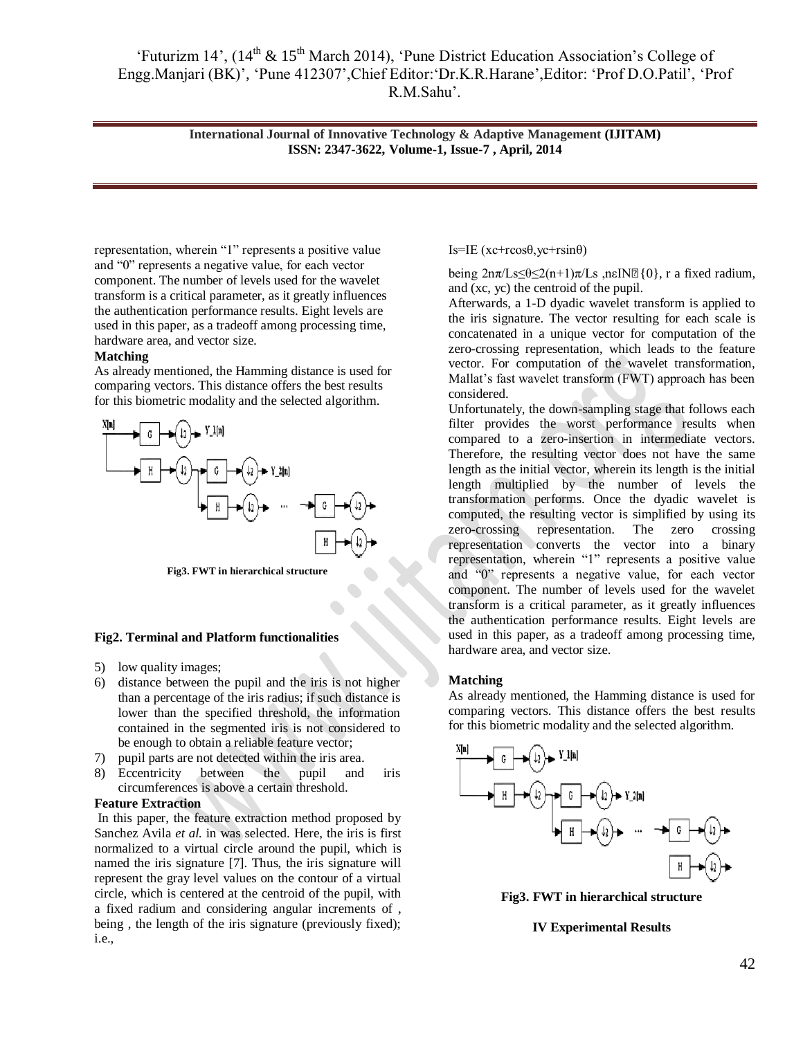representation, wherein "1" represents a positive value and "0" represents a negative value, for each vector component. The number of levels used for the wavelet transform is a critical parameter, as it greatly influences the authentication performance results. Eight levels are used in this paper, as a tradeoff among processing time, hardware area, and vector size.

**Matching**

As already mentioned, the Hamming distance is used for comparing vectors. This distance offers the best results for this biometric modality and the selected algorithm.

**Fig3. FWT in hierarchical structure**

**Fig2. Terminal and Platform functionalities**

5) low quality images;
6) distance between the pupil and the iris is not higher than a percentage of the iris radius; if such distance is lower than the specified threshold, the information contained in the segmented iris is not considered to be enough to obtain a reliable feature vector;
7) pupil parts are not detected within the iris area.
8) Eccentricity between the pupil and iris circumferences is above a certain threshold.

**Feature Extraction**

In this paper, the feature extraction method proposed by Sanchez Avila *et al.* in was selected. Here, the iris is first normalized to a virtual circle around the pupil, which is named the iris signature [7]. Thus, the iris signature will represent the gray level values on the contour of a virtual circle, which is centered at the centroid of the pupil, with a fixed radium and considering angular increments of , being , the length of the iris signature (previously fixed); i.e.,

$$Is=IE\,(x_c+r\cos\theta,y_c+r\sin\theta)$$

being $2n\pi/Ls \leq \theta \leq 2(n+1)\pi/Ls$ ,$n \in IN \cup \{0\}$, r a fixed radium, and (xc, yc) the centroid of the pupil.

Afterwards, a 1-D dyadic wavelet transform is applied to the iris signature. The vector resulting for each scale is concatenated in a unique vector for computation of the zero-crossing representation, which leads to the feature vector. For computation of the wavelet transformation, Mallat's fast wavelet transform (FWT) approach has been considered.

Unfortunately, the down-sampling stage that follows each filter provides the worst performance results when compared to a zero-insertion in intermediate vectors. Therefore, the resulting vector does not have the same length as the initial vector, wherein its length is the initial length multiplied by the number of levels the transformation performs. Once the dyadic wavelet is computed, the resulting vector is simplified by using its zero-crossing representation. The zero crossing representation converts the vector into a binary representation, wherein "1" represents a positive value and "0" represents a negative value, for each vector component. The number of levels used for the wavelet transform is a critical parameter, as it greatly influences the authentication performance results. Eight levels are used in this paper, as a tradeoff among processing time, hardware area, and vector size.

**Matching**

As already mentioned, the Hamming distance is used for comparing vectors. This distance offers the best results for this biometric modality and the selected algorithm.

**Fig3. FWT in hierarchical structure**

**IV Experimental Results**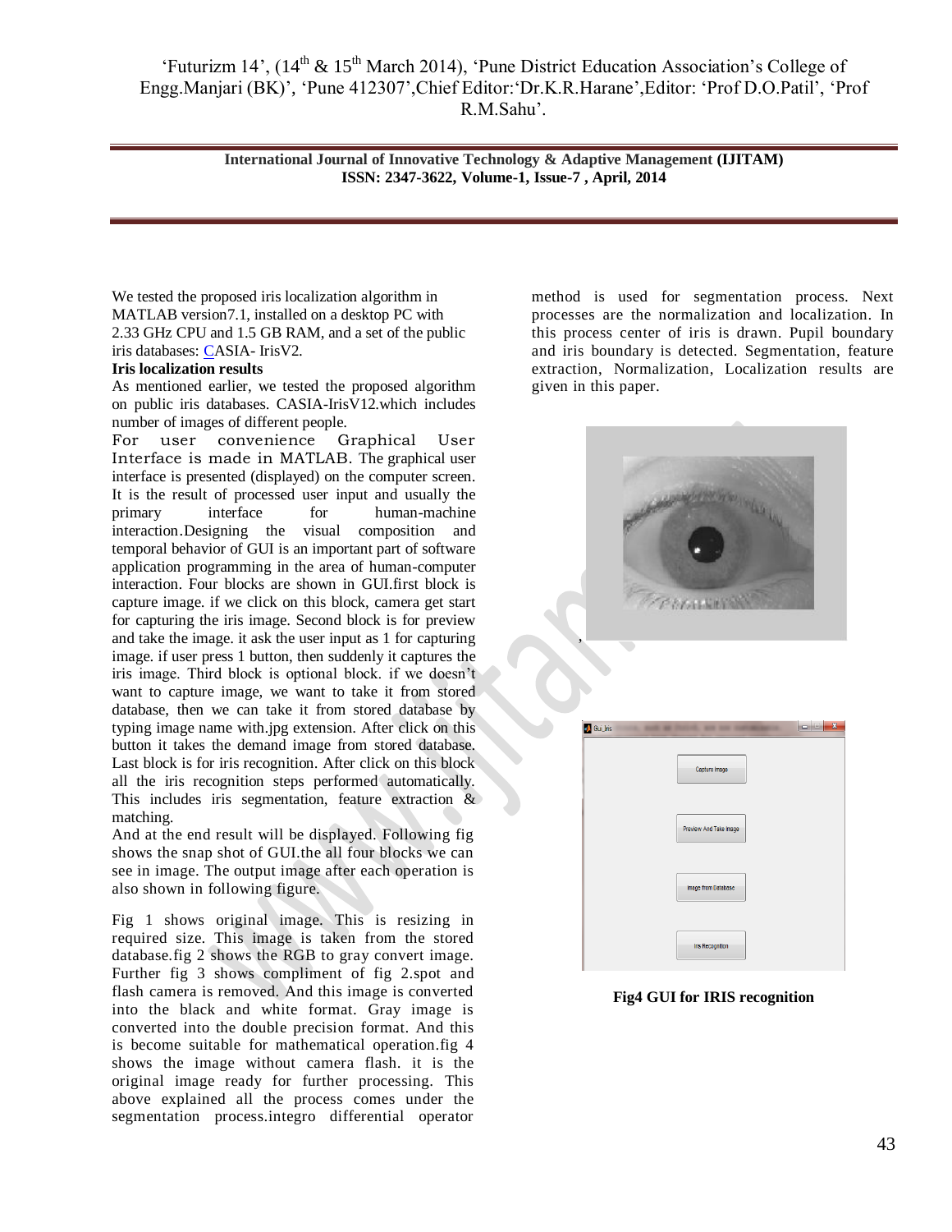We tested the proposed iris localization algorithm in MATLAB version7.1, installed on a desktop PC with 2.33 GHz CPU and 1.5 GB RAM, and a set of the public iris databases: CASIA- IrisV2.

**Iris localization results**

As mentioned earlier, we tested the proposed algorithm on public iris databases. CASIA-IrisV12.which includes number of images of different people.

For user convenience Graphical User Interface is made in MATLAB. The graphical user interface is presented (displayed) on the computer screen. It is the result of processed user input and usually the primary interface for human-machine interaction.Designing the visual composition and temporal behavior of GUI is an important part of software application programming in the area of human-computer interaction. Four blocks are shown in GUI.first block is capture image. if we click on this block, camera get start for capturing the iris image. Second block is for preview and take the image. it ask the user input as 1 for capturing image. if user press 1 button, then suddenly it captures the iris image. Third block is optional block. if we doesn't want to capture image, we want to take it from stored database, then we can take it from stored database by typing image name with.jpg extension. After click on this button it takes the demand image from stored database. Last block is for iris recognition. After click on this block all the iris recognition steps performed automatically. This includes iris segmentation, feature extraction & matching.

And at the end result will be displayed. Following fig shows the snap shot of GUI.the all four blocks we can see in image. The output image after each operation is also shown in following figure.

Fig 1 shows original image. This is resizing in required size. This image is taken from the stored database.fig 2 shows the RGB to gray convert image. Further fig 3 shows compliment of fig 2.spot and flash camera is removed. And this image is converted into the black and white format. Gray image is converted into the double precision format. And this is become suitable for mathematical operation.fig 4 shows the image without camera flash. it is the original image ready for further processing. This above explained all the process comes under the segmentation process.integro differential operator method is used for segmentation process. Next processes are the normalization and localization. In this process center of iris is drawn. Pupil boundary and iris boundary is detected. Segmentation, feature extraction, Normalization, Localization results are given in this paper.

**Fig4 GUI for IRIS recognition**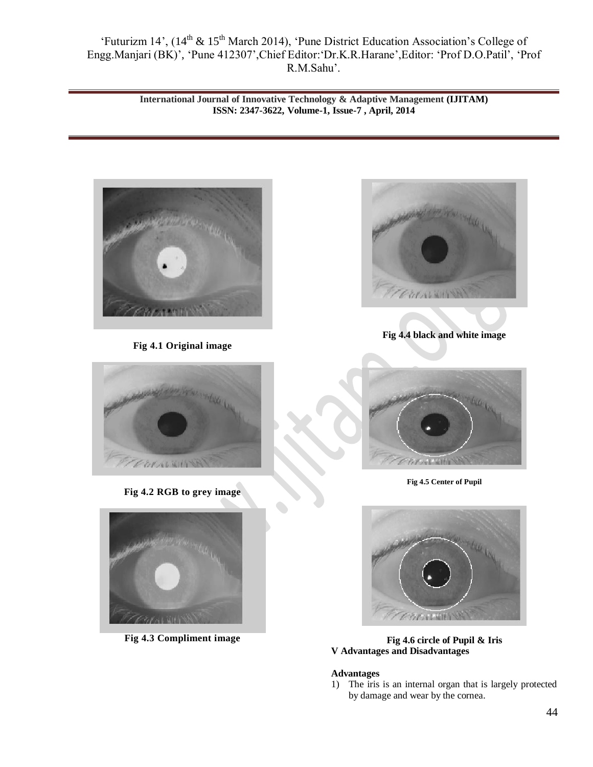Fig 4.1 Original image

Fig 4.2 RGB to grey image

Fig 4.3 Compliment image

Fig 4.4 black and white image

Fig 4.5 Center of Pupil

Fig 4.6 circle of Pupil & Iris

## V Advantages and Disadvantages

### Advantages

1) The iris is an internal organ that is largely protected by damage and wear by the cornea.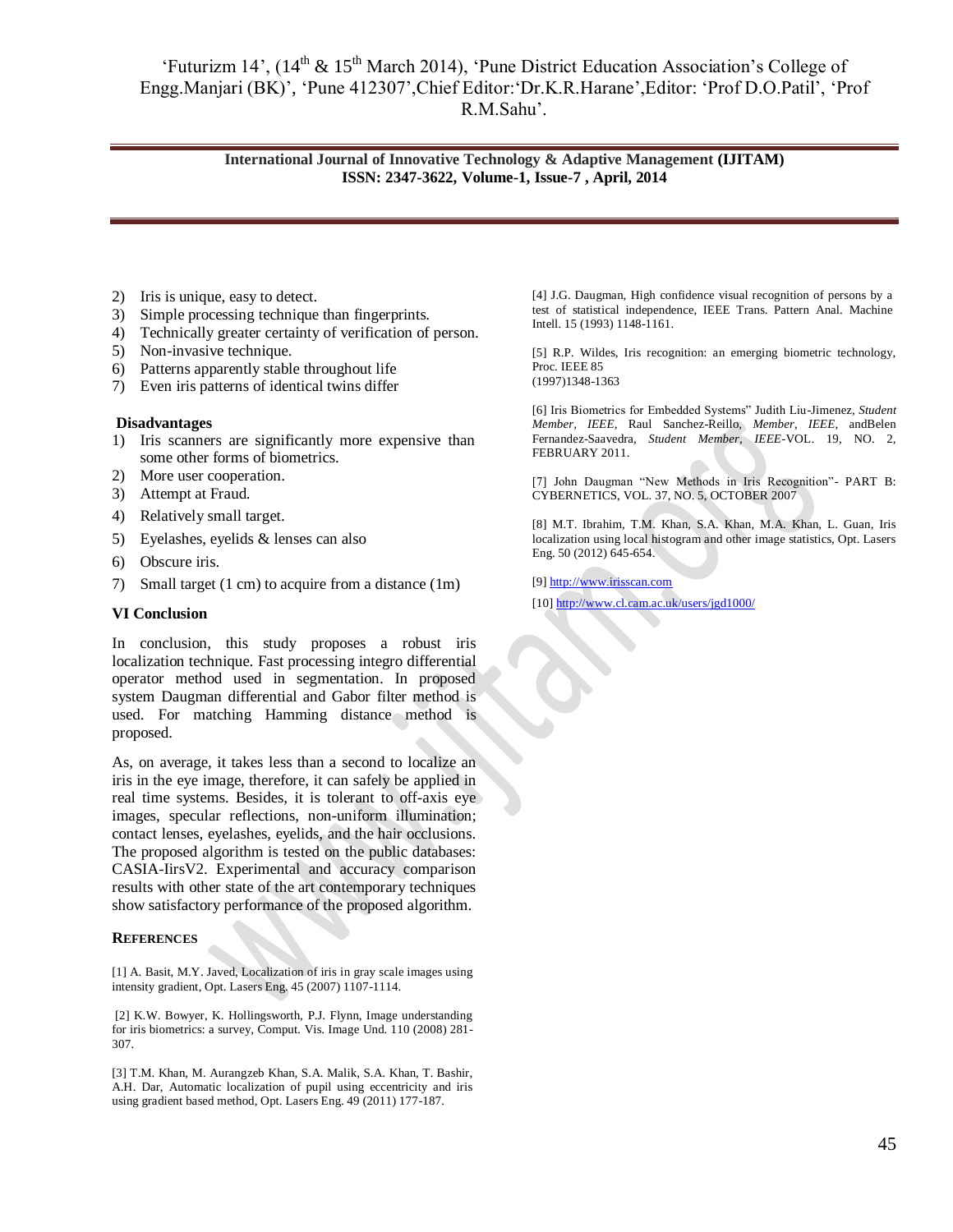2) Iris is unique, easy to detect.
3) Simple processing technique than fingerprints.
4) Technically greater certainty of verification of person.
5) Non-invasive technique.
6) Patterns apparently stable throughout life
7) Even iris patterns of identical twins differ

**Disadvantages**

1) Iris scanners are significantly more expensive than some other forms of biometrics.
2) More user cooperation.
3) Attempt at Fraud.
4) Relatively small target.
5) Eyelashes, eyelids & lenses can also
6) Obscure iris.
7) Small target (1 cm) to acquire from a distance (1m)

## VI Conclusion

In conclusion, this study proposes a robust iris localization technique. Fast processing integro differential operator method used in segmentation. In proposed system Daugman differential and Gabor filter method is used. For matching Hamming distance method is proposed.

As, on average, it takes less than a second to localize an iris in the eye image, therefore, it can safely be applied in real time systems. Besides, it is tolerant to off-axis eye images, specular reflections, non-uniform illumination; contact lenses, eyelashes, eyelids, and the hair occlusions. The proposed algorithm is tested on the public databases: CASIA-IirsV2. Experimental and accuracy comparison results with other state of the art contemporary techniques show satisfactory performance of the proposed algorithm.

## References

[1] A. Basit, M.Y. Javed, Localization of iris in gray scale images using intensity gradient, Opt. Lasers Eng. 45 (2007) 1107-1114.

[2] K.W. Bowyer, K. Hollingsworth, P.J. Flynn, Image understanding for iris biometrics: a survey, Comput. Vis. Image Und. 110 (2008) 281-307.

[3] T.M. Khan, M. Aurangzeb Khan, S.A. Malik, S.A. Khan, T. Bashir, A.H. Dar, Automatic localization of pupil using eccentricity and iris using gradient based method, Opt. Lasers Eng. 49 (2011) 177-187.

[4] J.G. Daugman, High confidence visual recognition of persons by a test of statistical independence, IEEE Trans. Pattern Anal. Machine Intell. 15 (1993) 1148-1161.

[5] R.P. Wildes, Iris recognition: an emerging biometric technology, Proc. IEEE 85 (1997)1348-1363

[6] Iris Biometrics for Embedded Systems" Judith Liu-Jimenez, *Student Member, IEEE*, Raul Sanchez-Reillo, *Member, IEEE*, andBelen Fernandez-Saavedra, *Student Member, IEEE*-VOL. 19, NO. 2, FEBRUARY 2011.

[7] John Daugman "New Methods in Iris Recognition"- PART B: CYBERNETICS, VOL. 37, NO. 5, OCTOBER 2007

[8] M.T. Ibrahim, T.M. Khan, S.A. Khan, M.A. Khan, L. Guan, Iris localization using local histogram and other image statistics, Opt. Lasers Eng. 50 (2012) 645-654.

[9] http://www.irisscan.com

[10] http://www.cl.cam.ac.uk/users/jgd1000/